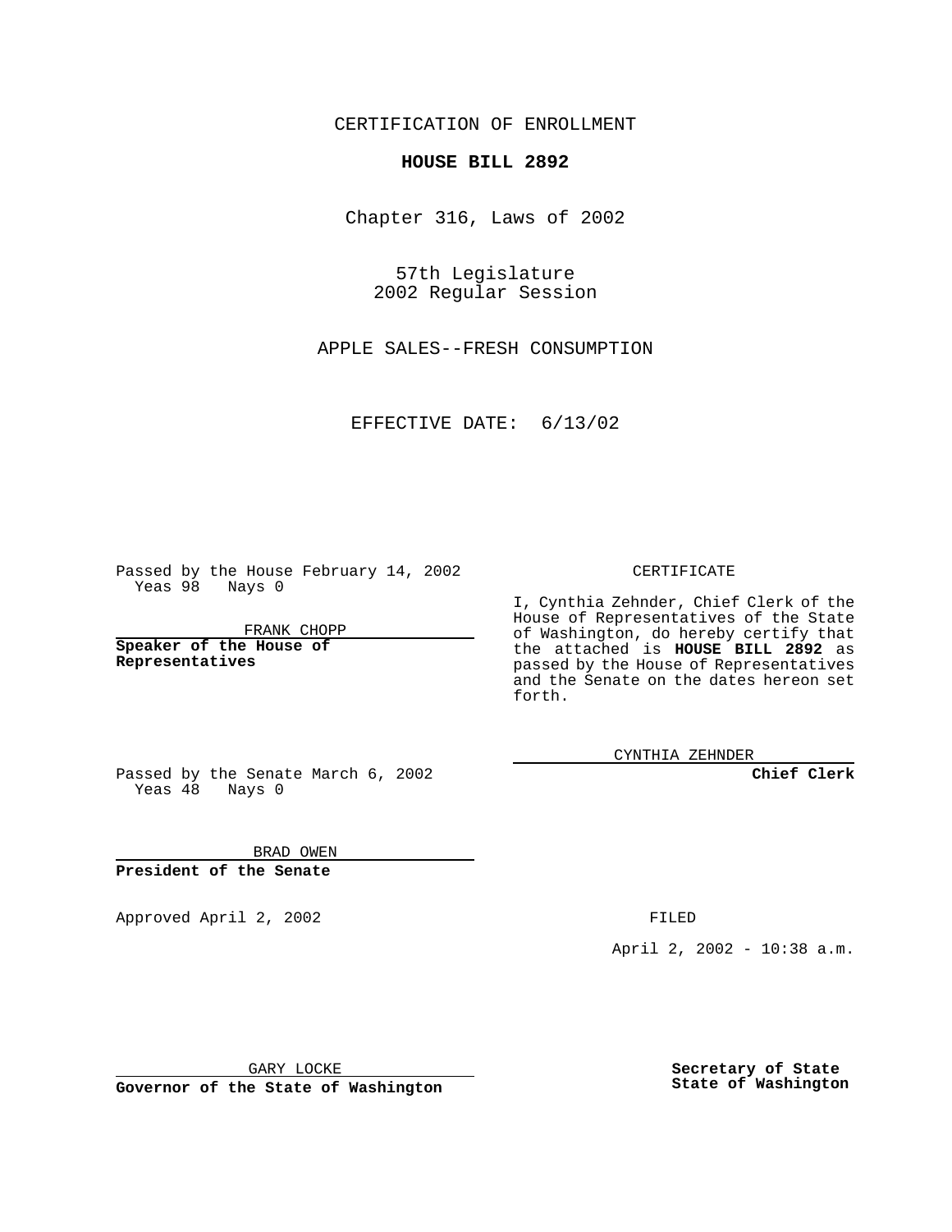CERTIFICATION OF ENROLLMENT

**HOUSE BILL 2892**

Chapter 316, Laws of 2002

57th Legislature
2002 Regular Session

APPLE SALES--FRESH CONSUMPTION

EFFECTIVE DATE: 6/13/02

Passed by the House February 14, 2002
Yeas 98 Nays 0

FRANK CHOPP

**Speaker of the House of Representatives**

CERTIFICATE

I, Cynthia Zehnder, Chief Clerk of the House of Representatives of the State of Washington, do hereby certify that the attached is **HOUSE BILL 2892** as passed by the House of Representatives and the Senate on the dates hereon set forth.

CYNTHIA ZEHNDER

**Chief Clerk**

Passed by the Senate March 6, 2002
Yeas 48 Nays 0

BRAD OWEN

**President of the Senate**

Approved April 2, 2002

FILED

April 2, 2002 - 10:38 a.m.

GARY LOCKE

**Governor of the State of Washington**

**Secretary of State**
**State of Washington**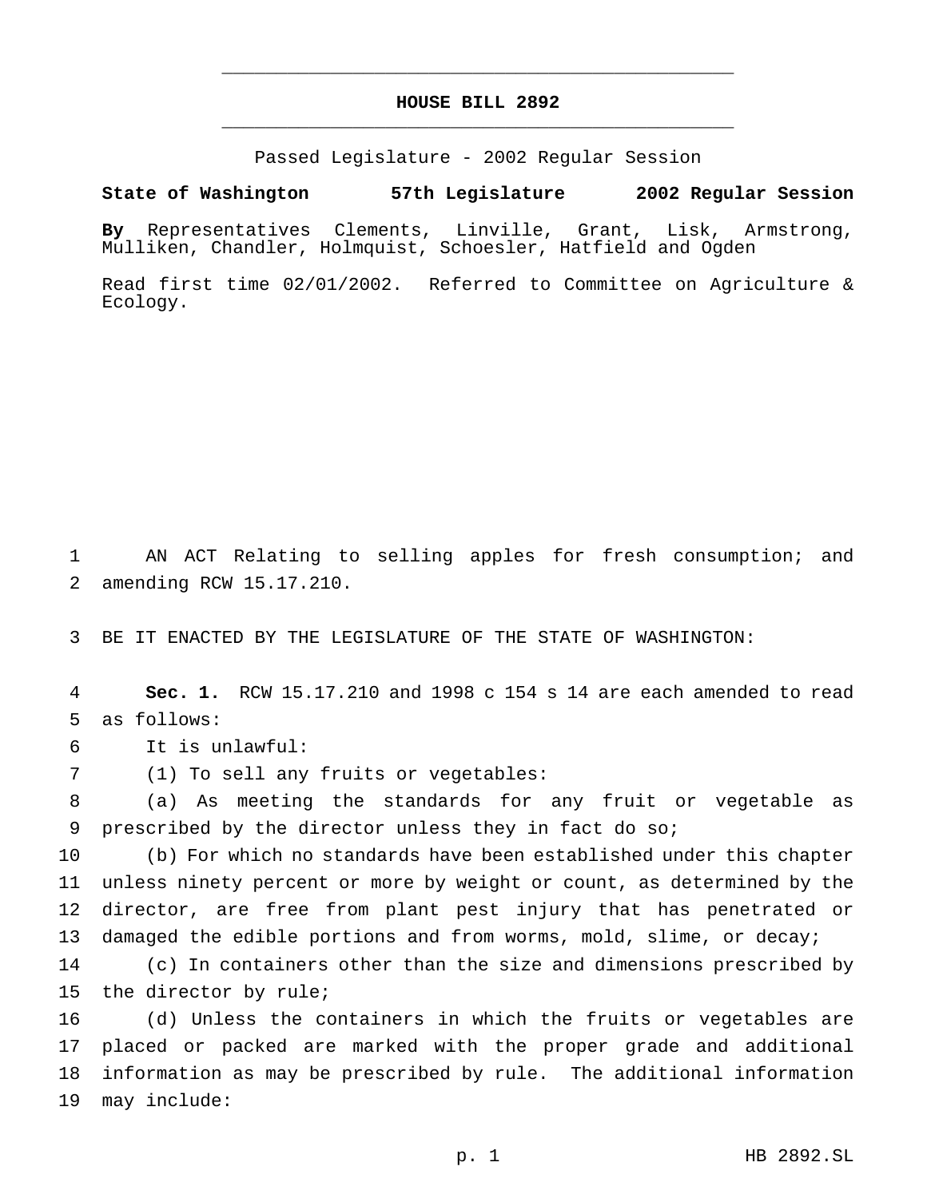# HOUSE BILL 2892

Passed Legislature - 2002 Regular Session

**State of Washington 57th Legislature 2002 Regular Session**

**By** Representatives Clements, Linville, Grant, Lisk, Armstrong, Mulliken, Chandler, Holmquist, Schoesler, Hatfield and Ogden

Read first time 02/01/2002. Referred to Committee on Agriculture & Ecology.

AN ACT Relating to selling apples for fresh consumption; and amending RCW 15.17.210.

BE IT ENACTED BY THE LEGISLATURE OF THE STATE OF WASHINGTON:

**Sec. 1.** RCW 15.17.210 and 1998 c 154 s 14 are each amended to read as follows:

It is unlawful:

(1) To sell any fruits or vegetables:

(a) As meeting the standards for any fruit or vegetable as prescribed by the director unless they in fact do so;

(b) For which no standards have been established under this chapter unless ninety percent or more by weight or count, as determined by the director, are free from plant pest injury that has penetrated or damaged the edible portions and from worms, mold, slime, or decay;

(c) In containers other than the size and dimensions prescribed by the director by rule;

(d) Unless the containers in which the fruits or vegetables are placed or packed are marked with the proper grade and additional information as may be prescribed by rule. The additional information may include: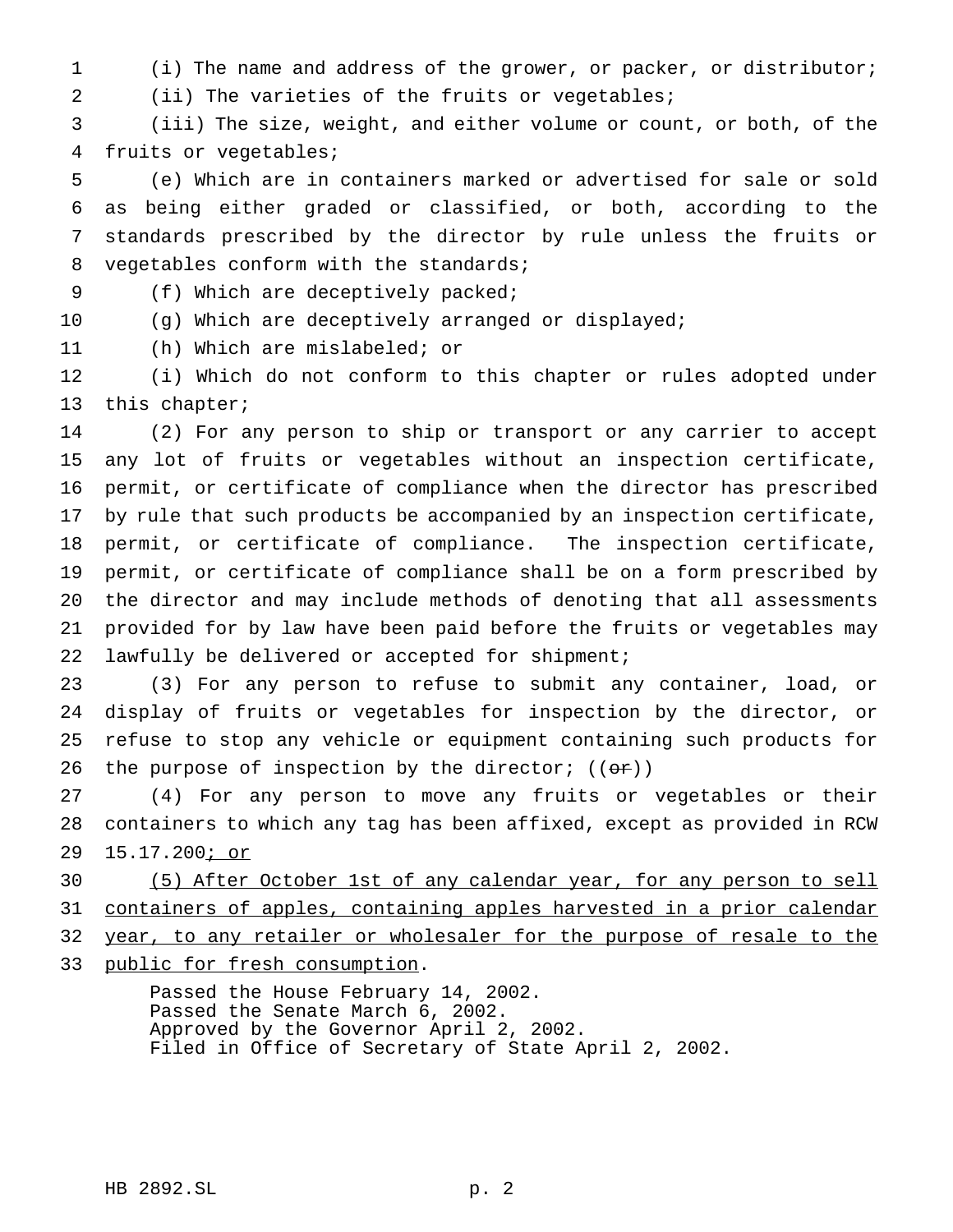(i) The name and address of the grower, or packer, or distributor;

(ii) The varieties of the fruits or vegetables;

(iii) The size, weight, and either volume or count, or both, of the fruits or vegetables;

(e) Which are in containers marked or advertised for sale or sold as being either graded or classified, or both, according to the standards prescribed by the director by rule unless the fruits or vegetables conform with the standards;

(f) Which are deceptively packed;

(g) Which are deceptively arranged or displayed;

(h) Which are mislabeled; or

(i) Which do not conform to this chapter or rules adopted under this chapter;

(2) For any person to ship or transport or any carrier to accept any lot of fruits or vegetables without an inspection certificate, permit, or certificate of compliance when the director has prescribed by rule that such products be accompanied by an inspection certificate, permit, or certificate of compliance. The inspection certificate, permit, or certificate of compliance shall be on a form prescribed by the director and may include methods of denoting that all assessments provided for by law have been paid before the fruits or vegetables may lawfully be delivered or accepted for shipment;

(3) For any person to refuse to submit any container, load, or display of fruits or vegetables for inspection by the director, or refuse to stop any vehicle or equipment containing such products for the purpose of inspection by the director; ((~~or~~))

(4) For any person to move any fruits or vegetables or their containers to which any tag has been affixed, except as provided in RCW 15.17.200<u>; or</u>

<u>(5) After October 1st of any calendar year, for any person to sell containers of apples, containing apples harvested in a prior calendar year, to any retailer or wholesaler for the purpose of resale to the public for fresh consumption</u>.

Passed the House February 14, 2002.
Passed the Senate March 6, 2002.
Approved by the Governor April 2, 2002.
Filed in Office of Secretary of State April 2, 2002.